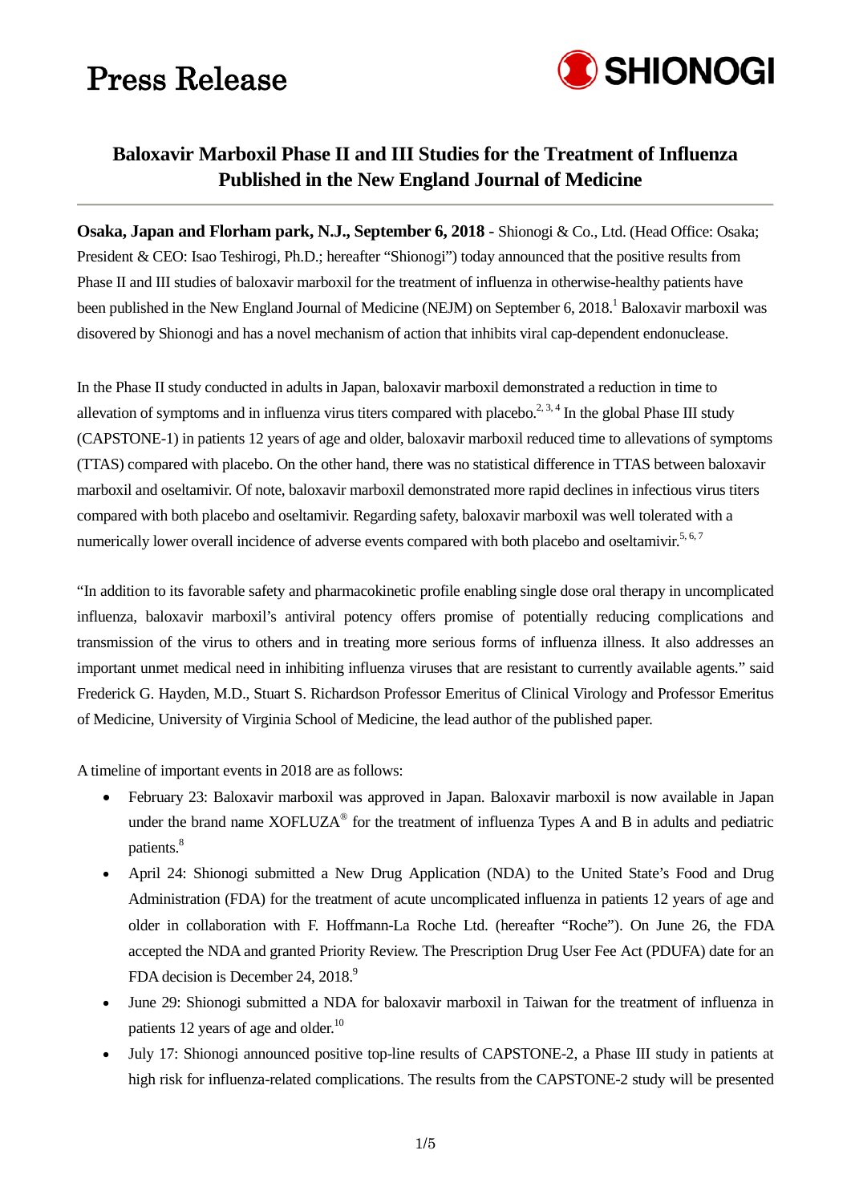# Press Release

SHIONOGI

## Baloxavir Marboxil Phase II and III Studies for the Treatment of Influenza Published in the New England Journal of Medicine

**Osaka, Japan and Florham park, N.J., September 6, 2018** - Shionogi & Co., Ltd. (Head Office: Osaka; President & CEO: Isao Teshirogi, Ph.D.; hereafter "Shionogi") today announced that the positive results from Phase II and III studies of baloxavir marboxil for the treatment of influenza in otherwise-healthy patients have been published in the New England Journal of Medicine (NEJM) on September 6, 2018.[1] Baloxavir marboxil was disovered by Shionogi and has a novel mechanism of action that inhibits viral cap-dependent endonuclease.

In the Phase II study conducted in adults in Japan, baloxavir marboxil demonstrated a reduction in time to allevation of symptoms and in influenza virus titers compared with placebo.[2, 3, 4] In the global Phase III study (CAPSTONE-1) in patients 12 years of age and older, baloxavir marboxil reduced time to allevations of symptoms (TTAS) compared with placebo. On the other hand, there was no statistical difference in TTAS between baloxavir marboxil and oseltamivir. Of note, baloxavir marboxil demonstrated more rapid declines in infectious virus titers compared with both placebo and oseltamivir. Regarding safety, baloxavir marboxil was well tolerated with a numerically lower overall incidence of adverse events compared with both placebo and oseltamivir.[5, 6, 7]

"In addition to its favorable safety and pharmacokinetic profile enabling single dose oral therapy in uncomplicated influenza, baloxavir marboxil's antiviral potency offers promise of potentially reducing complications and transmission of the virus to others and in treating more serious forms of influenza illness. It also addresses an important unmet medical need in inhibiting influenza viruses that are resistant to currently available agents." said Frederick G. Hayden, M.D., Stuart S. Richardson Professor Emeritus of Clinical Virology and Professor Emeritus of Medicine, University of Virginia School of Medicine, the lead author of the published paper.

A timeline of important events in 2018 are as follows:

- February 23: Baloxavir marboxil was approved in Japan. Baloxavir marboxil is now available in Japan under the brand name XOFLUZA® for the treatment of influenza Types A and B in adults and pediatric patients.[8]
- April 24: Shionogi submitted a New Drug Application (NDA) to the United State's Food and Drug Administration (FDA) for the treatment of acute uncomplicated influenza in patients 12 years of age and older in collaboration with F. Hoffmann-La Roche Ltd. (hereafter "Roche"). On June 26, the FDA accepted the NDA and granted Priority Review. The Prescription Drug User Fee Act (PDUFA) date for an FDA decision is December 24, 2018.[9]
- June 29: Shionogi submitted a NDA for baloxavir marboxil in Taiwan for the treatment of influenza in patients 12 years of age and older.[10]
- July 17: Shionogi announced positive top-line results of CAPSTONE-2, a Phase III study in patients at high risk for influenza-related complications. The results from the CAPSTONE-2 study will be presented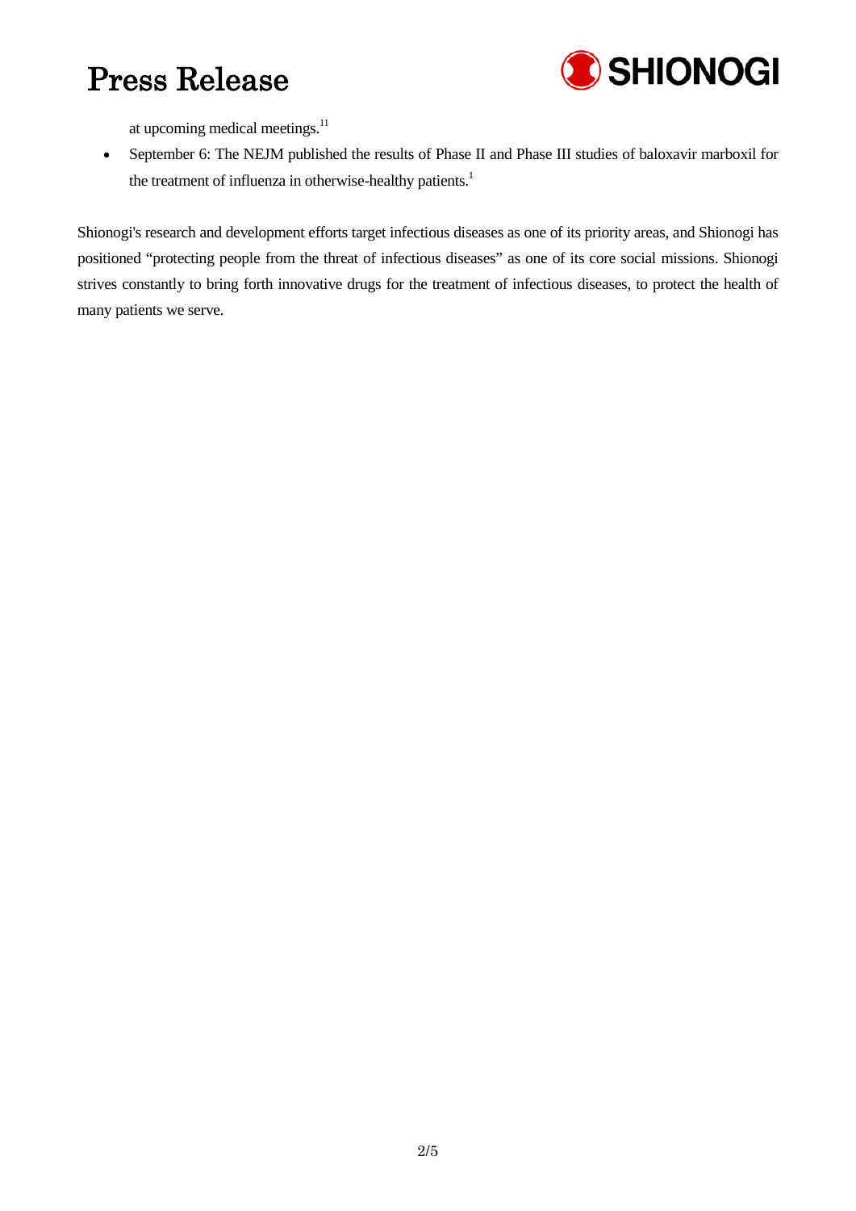at upcoming medical meetings.[11]

- September 6: The NEJM published the results of Phase II and Phase III studies of baloxavir marboxil for the treatment of influenza in otherwise-healthy patients.[1]

Shionogi's research and development efforts target infectious diseases as one of its priority areas, and Shionogi has positioned "protecting people from the threat of infectious diseases" as one of its core social missions. Shionogi strives constantly to bring forth innovative drugs for the treatment of infectious diseases, to protect the health of many patients we serve.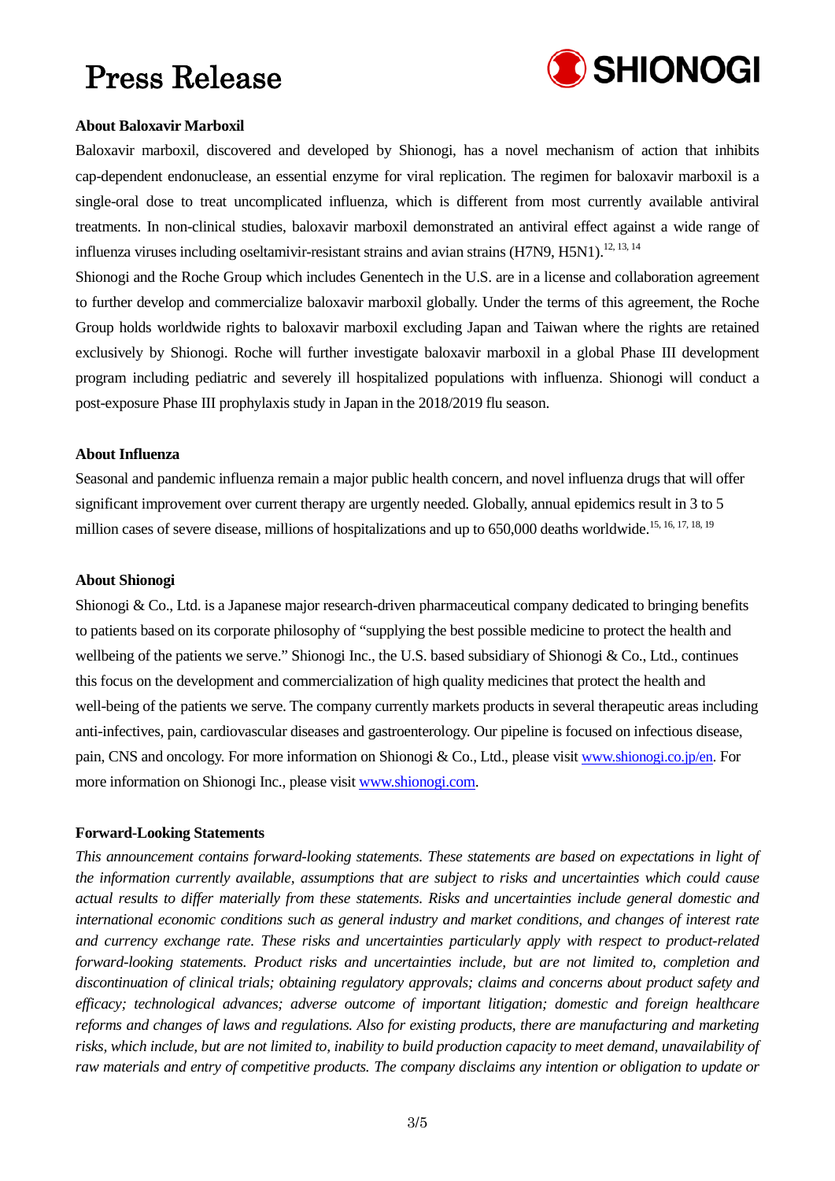**About Baloxavir Marboxil**

Baloxavir marboxil, discovered and developed by Shionogi, has a novel mechanism of action that inhibits cap-dependent endonuclease, an essential enzyme for viral replication. The regimen for baloxavir marboxil is a single-oral dose to treat uncomplicated influenza, which is different from most currently available antiviral treatments. In non-clinical studies, baloxavir marboxil demonstrated an antiviral effect against a wide range of influenza viruses including oseltamivir-resistant strains and avian strains (H7N9, H5N1).[12, 13, 14]

Shionogi and the Roche Group which includes Genentech in the U.S. are in a license and collaboration agreement to further develop and commercialize baloxavir marboxil globally. Under the terms of this agreement, the Roche Group holds worldwide rights to baloxavir marboxil excluding Japan and Taiwan where the rights are retained exclusively by Shionogi. Roche will further investigate baloxavir marboxil in a global Phase III development program including pediatric and severely ill hospitalized populations with influenza. Shionogi will conduct a post-exposure Phase III prophylaxis study in Japan in the 2018/2019 flu season.

**About Influenza**

Seasonal and pandemic influenza remain a major public health concern, and novel influenza drugs that will offer significant improvement over current therapy are urgently needed. Globally, annual epidemics result in 3 to 5 million cases of severe disease, millions of hospitalizations and up to 650,000 deaths worldwide.[15, 16, 17, 18, 19]

**About Shionogi**

Shionogi & Co., Ltd. is a Japanese major research-driven pharmaceutical company dedicated to bringing benefits to patients based on its corporate philosophy of "supplying the best possible medicine to protect the health and wellbeing of the patients we serve." Shionogi Inc., the U.S. based subsidiary of Shionogi & Co., Ltd., continues this focus on the development and commercialization of high quality medicines that protect the health and well-being of the patients we serve. The company currently markets products in several therapeutic areas including anti-infectives, pain, cardiovascular diseases and gastroenterology. Our pipeline is focused on infectious disease, pain, CNS and oncology. For more information on Shionogi & Co., Ltd., please visit www.shionogi.co.jp/en. For more information on Shionogi Inc., please visit www.shionogi.com.

**Forward-Looking Statements**

*This announcement contains forward-looking statements. These statements are based on expectations in light of the information currently available, assumptions that are subject to risks and uncertainties which could cause actual results to differ materially from these statements. Risks and uncertainties include general domestic and international economic conditions such as general industry and market conditions, and changes of interest rate and currency exchange rate. These risks and uncertainties particularly apply with respect to product-related forward-looking statements. Product risks and uncertainties include, but are not limited to, completion and discontinuation of clinical trials; obtaining regulatory approvals; claims and concerns about product safety and efficacy; technological advances; adverse outcome of important litigation; domestic and foreign healthcare reforms and changes of laws and regulations. Also for existing products, there are manufacturing and marketing risks, which include, but are not limited to, inability to build production capacity to meet demand, unavailability of raw materials and entry of competitive products. The company disclaims any intention or obligation to update or*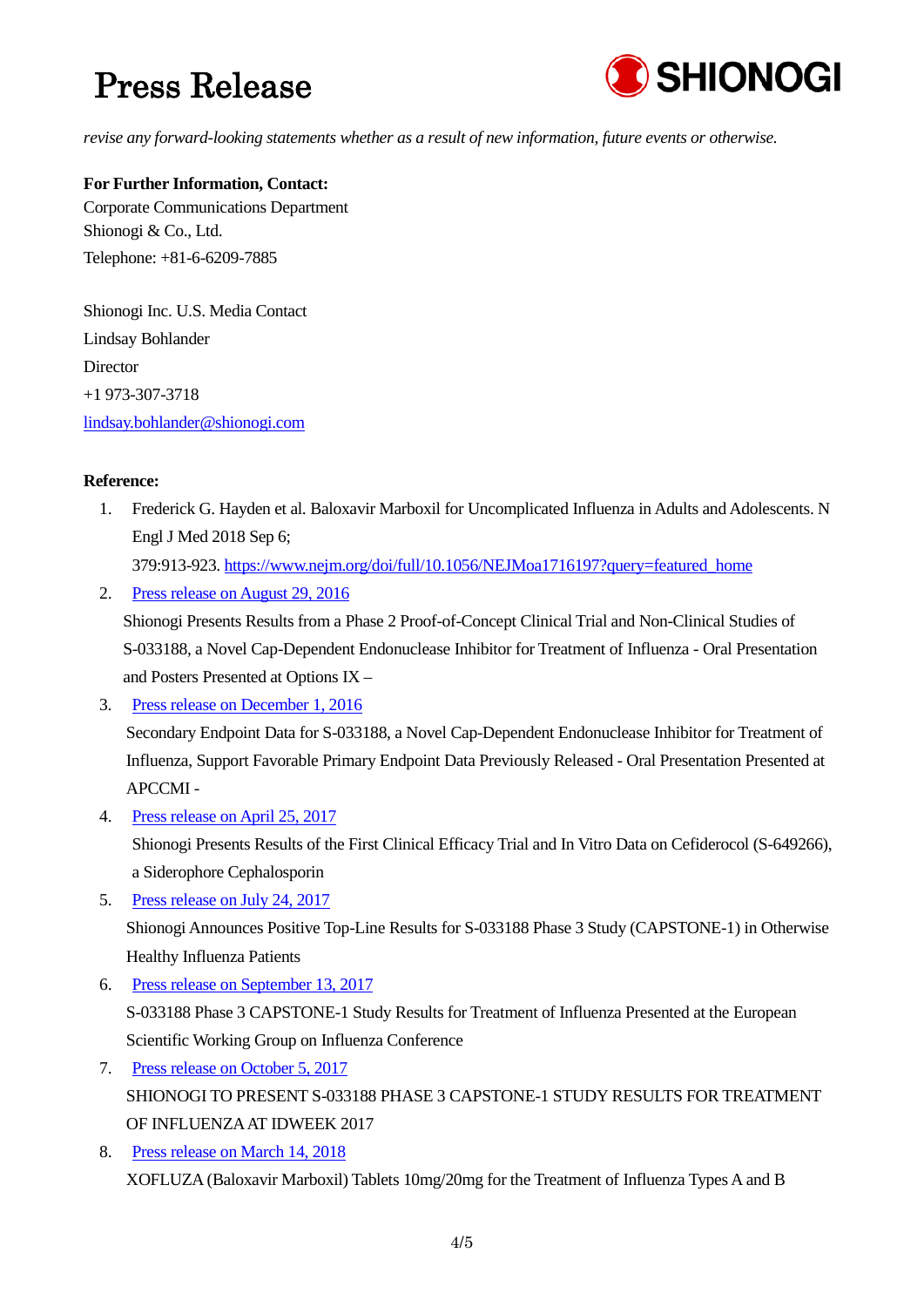*revise any forward-looking statements whether as a result of new information, future events or otherwise.*

**For Further Information, Contact:**
Corporate Communications Department
Shionogi & Co., Ltd.
Telephone: +81-6-6209-7885

Shionogi Inc. U.S. Media Contact
Lindsay Bohlander
Director
+1 973-307-3718
lindsay.bohlander@shionogi.com

**Reference:**

1. Frederick G. Hayden et al. Baloxavir Marboxil for Uncomplicated Influenza in Adults and Adolescents. N Engl J Med 2018 Sep 6;
   379:913-923. https://www.nejm.org/doi/full/10.1056/NEJMoa1716197?query=featured_home
2. Press release on August 29, 2016
   Shionogi Presents Results from a Phase 2 Proof-of-Concept Clinical Trial and Non-Clinical Studies of S-033188, a Novel Cap-Dependent Endonuclease Inhibitor for Treatment of Influenza - Oral Presentation and Posters Presented at Options IX –
3. Press release on December 1, 2016
   Secondary Endpoint Data for S-033188, a Novel Cap-Dependent Endonuclease Inhibitor for Treatment of Influenza, Support Favorable Primary Endpoint Data Previously Released - Oral Presentation Presented at APCCMI -
4. Press release on April 25, 2017
   Shionogi Presents Results of the First Clinical Efficacy Trial and In Vitro Data on Cefiderocol (S-649266), a Siderophore Cephalosporin
5. Press release on July 24, 2017
   Shionogi Announces Positive Top-Line Results for S-033188 Phase 3 Study (CAPSTONE-1) in Otherwise Healthy Influenza Patients
6. Press release on September 13, 2017
   S-033188 Phase 3 CAPSTONE-1 Study Results for Treatment of Influenza Presented at the European Scientific Working Group on Influenza Conference
7. Press release on October 5, 2017
   SHIONOGI TO PRESENT S-033188 PHASE 3 CAPSTONE-1 STUDY RESULTS FOR TREATMENT OF INFLUENZA AT IDWEEK 2017
8. Press release on March 14, 2018
   XOFLUZA (Baloxavir Marboxil) Tablets 10mg/20mg for the Treatment of Influenza Types A and B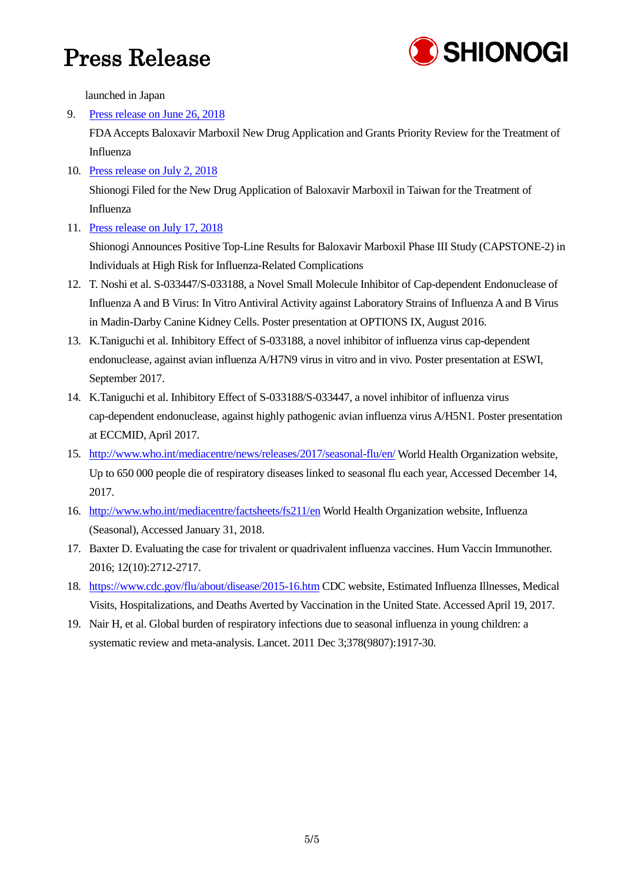launched in Japan

9. [Press release on June 26, 2018]
   FDA Accepts Baloxavir Marboxil New Drug Application and Grants Priority Review for the Treatment of Influenza
10. [Press release on July 2, 2018]
    Shionogi Filed for the New Drug Application of Baloxavir Marboxil in Taiwan for the Treatment of Influenza
11. [Press release on July 17, 2018]
    Shionogi Announces Positive Top-Line Results for Baloxavir Marboxil Phase III Study (CAPSTONE-2) in Individuals at High Risk for Influenza-Related Complications
12. T. Noshi et al. S-033447/S-033188, a Novel Small Molecule Inhibitor of Cap-dependent Endonuclease of Influenza A and B Virus: In Vitro Antiviral Activity against Laboratory Strains of Influenza A and B Virus in Madin-Darby Canine Kidney Cells. Poster presentation at OPTIONS IX, August 2016.
13. K.Taniguchi et al. Inhibitory Effect of S-033188, a novel inhibitor of influenza virus cap-dependent endonuclease, against avian influenza A/H7N9 virus in vitro and in vivo. Poster presentation at ESWI, September 2017.
14. K.Taniguchi et al. Inhibitory Effect of S-033188/S-033447, a novel inhibitor of influenza virus cap-dependent endonuclease, against highly pathogenic avian influenza virus A/H5N1. Poster presentation at ECCMID, April 2017.
15. http://www.who.int/mediacentre/news/releases/2017/seasonal-flu/en/ World Health Organization website, Up to 650 000 people die of respiratory diseases linked to seasonal flu each year, Accessed December 14, 2017.
16. http://www.who.int/mediacentre/factsheets/fs211/en World Health Organization website, Influenza (Seasonal), Accessed January 31, 2018.
17. Baxter D. Evaluating the case for trivalent or quadrivalent influenza vaccines. Hum Vaccin Immunother. 2016; 12(10):2712-2717.
18. https://www.cdc.gov/flu/about/disease/2015-16.htm CDC website, Estimated Influenza Illnesses, Medical Visits, Hospitalizations, and Deaths Averted by Vaccination in the United State. Accessed April 19, 2017.
19. Nair H, et al. Global burden of respiratory infections due to seasonal influenza in young children: a systematic review and meta-analysis. Lancet. 2011 Dec 3;378(9807):1917-30.